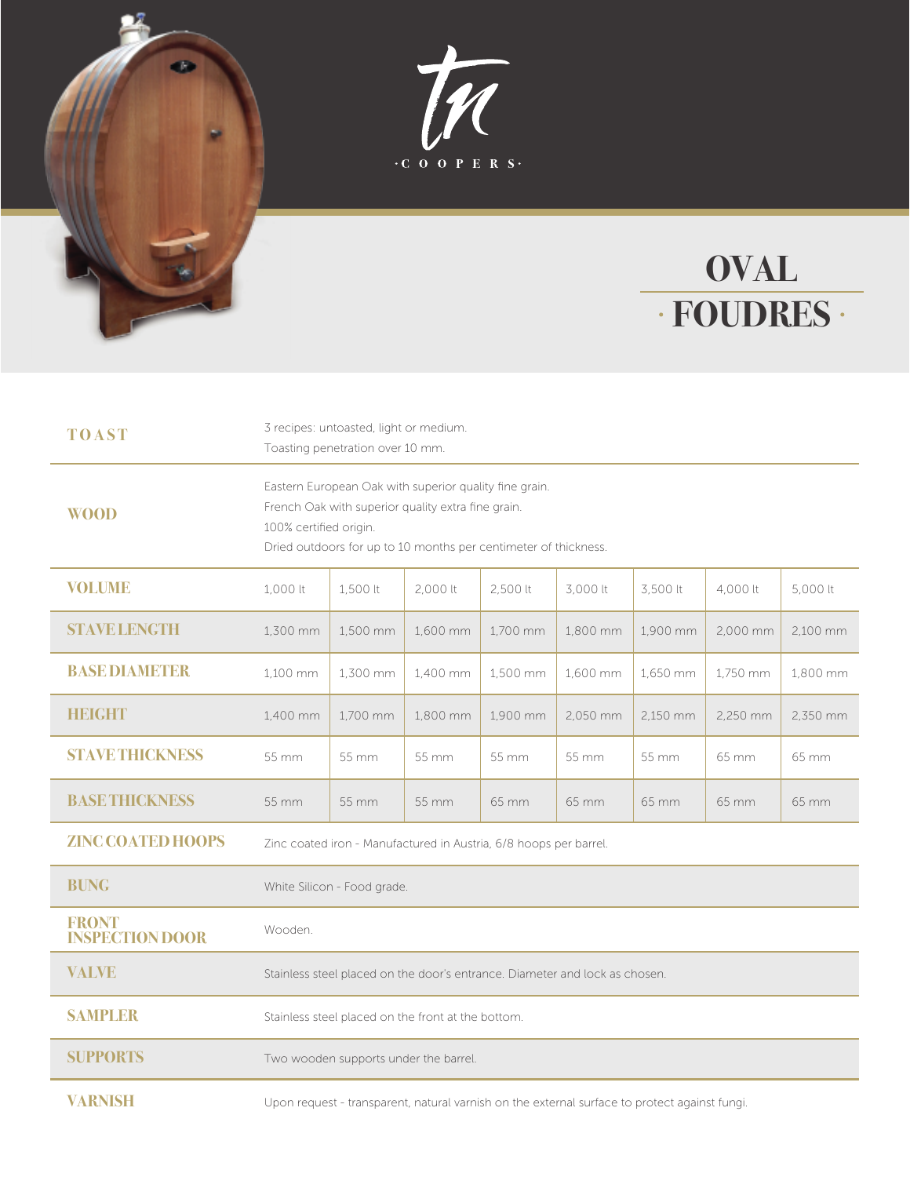tn · COOPERS ·

# OVAL · FOUDRES ·

| | | | | | | | | |
|---|---|---|---|---|---|---|---|---|
| **TOAST** | 3 recipes: untoasted, light or medium.<br>Toasting penetration over 10 mm. | | | | | | | |
| **WOOD** | Eastern European Oak with superior quality fine grain.<br>French Oak with superior quality extra fine grain.<br>100% certified origin.<br>Dried outdoors for up to 10 months per centimeter of thickness. | | | | | | | |
| **VOLUME** | 1,000 lt | 1,500 lt | 2,000 lt | 2,500 lt | 3,000 lt | 3,500 lt | 4,000 lt | 5,000 lt |
| **STAVE LENGTH** | 1,300 mm | 1,500 mm | 1,600 mm | 1,700 mm | 1,800 mm | 1,900 mm | 2,000 mm | 2,100 mm |
| **BASE DIAMETER** | 1,100 mm | 1,300 mm | 1,400 mm | 1,500 mm | 1,600 mm | 1,650 mm | 1,750 mm | 1,800 mm |
| **HEIGHT** | 1,400 mm | 1,700 mm | 1,800 mm | 1,900 mm | 2,050 mm | 2,150 mm | 2,250 mm | 2,350 mm |
| **STAVE THICKNESS** | 55 mm | 55 mm | 55 mm | 55 mm | 55 mm | 55 mm | 65 mm | 65 mm |
| **BASE THICKNESS** | 55 mm | 55 mm | 55 mm | 65 mm | 65 mm | 65 mm | 65 mm | 65 mm |
| **ZINC COATED HOOPS** | Zinc coated iron - Manufactured in Austria, 6/8 hoops per barrel. | | | | | | | |
| **BUNG** | White Silicon - Food grade. | | | | | | | |
| **FRONT INSPECTION DOOR** | Wooden. | | | | | | | |
| **VALVE** | Stainless steel placed on the door's entrance. Diameter and lock as chosen. | | | | | | | |
| **SAMPLER** | Stainless steel placed on the front at the bottom. | | | | | | | |
| **SUPPORTS** | Two wooden supports under the barrel. | | | | | | | |
| **VARNISH** | Upon request - transparent, natural varnish on the external surface to protect against fungi. | | | | | | | |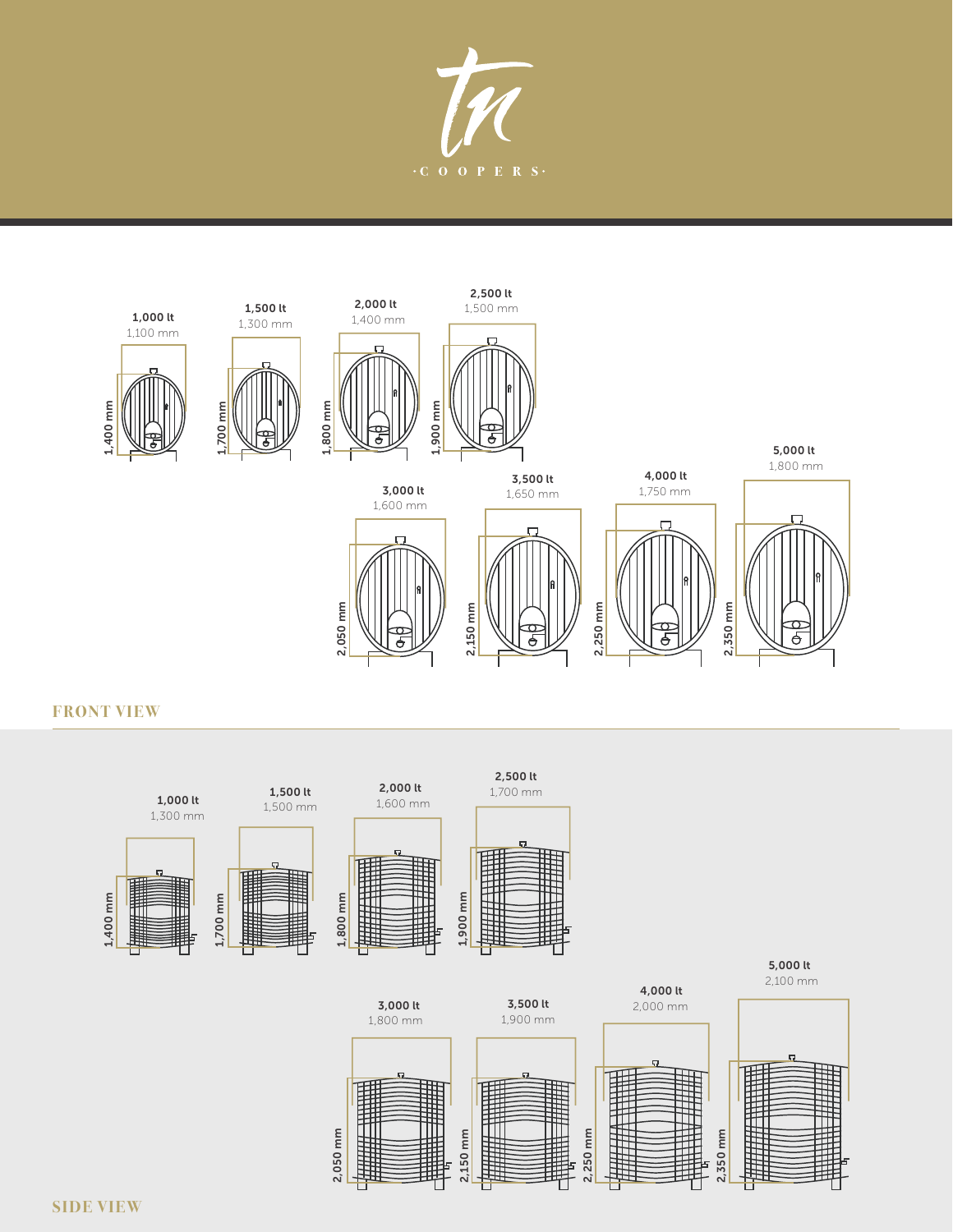·COOPERS·

1,000 lt
1,100 mm
1,400 mm

1,500 lt
1,300 mm
1,700 mm

2,000 lt
1,400 mm
1,800 mm

2,500 lt
1,500 mm
1,900 mm

3,000 lt
1,600 mm
2,050 mm

3,500 lt
1,650 mm
2,150 mm

4,000 lt
1,750 mm
2,250 mm

5,000 lt
1,800 mm
2,350 mm

## FRONT VIEW

1,000 lt
1,300 mm
1,400 mm

1,500 lt
1,500 mm
1,700 mm

2,000 lt
1,600 mm
1,800 mm

2,500 lt
1,700 mm
1,900 mm

3,000 lt
1,800 mm
2,050 mm

3,500 lt
1,900 mm
2,150 mm

4,000 lt
2,000 mm
2,250 mm

5,000 lt
2,100 mm
2,350 mm

## SIDE VIEW